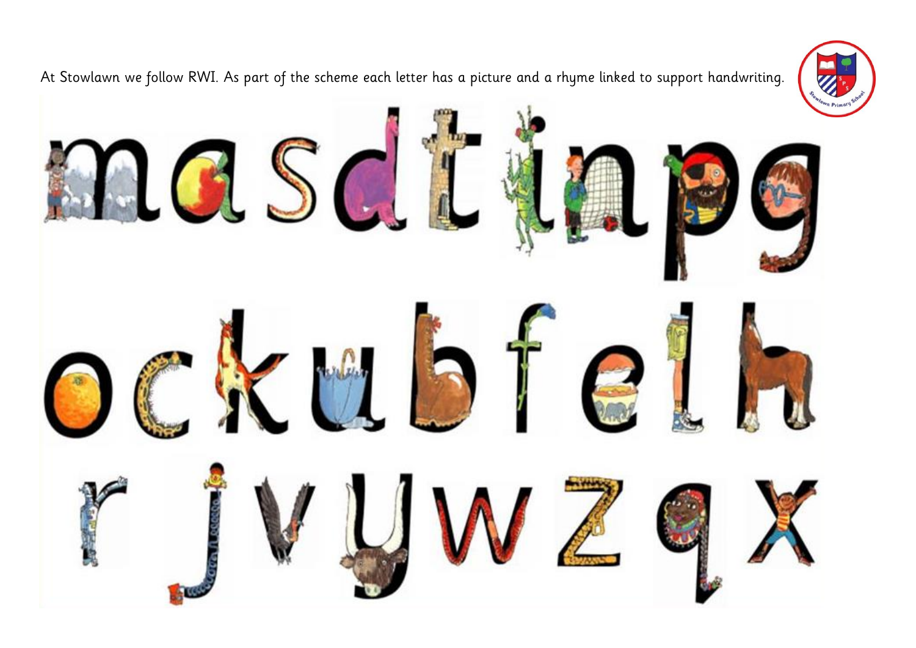At Stowlawn we follow RWI. As part of the scheme each letter has a picture and a rhyme linked to support handwriting.

m a s d t i n p g

o c k u b f e l h

r j v y w z q x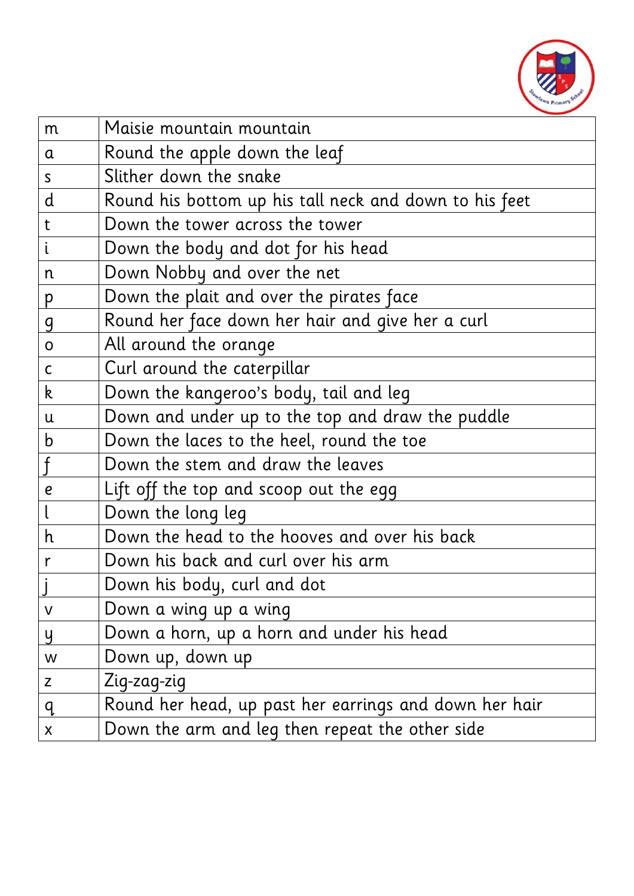| | |
|---|---|
| m | Maisie mountain mountain |
| a | Round the apple down the leaf |
| s | Slither down the snake |
| d | Round his bottom up his tall neck and down to his feet |
| t | Down the tower across the tower |
| i | Down the body and dot for his head |
| n | Down Nobby and over the net |
| p | Down the plait and over the pirates face |
| g | Round her face down her hair and give her a curl |
| o | All around the orange |
| c | Curl around the caterpillar |
| k | Down the kangeroo's body, tail and leg |
| u | Down and under up to the top and draw the puddle |
| b | Down the laces to the heel, round the toe |
| f | Down the stem and draw the leaves |
| e | Lift off the top and scoop out the egg |
| l | Down the long leg |
| h | Down the head to the hooves and over his back |
| r | Down his back and curl over his arm |
| j | Down his body, curl and dot |
| v | Down a wing up a wing |
| y | Down a horn, up a horn and under his head |
| w | Down up, down up |
| z | Zig-zag-zig |
| q | Round her head, up past her earrings and down her hair |
| x | Down the arm and leg then repeat the other side |